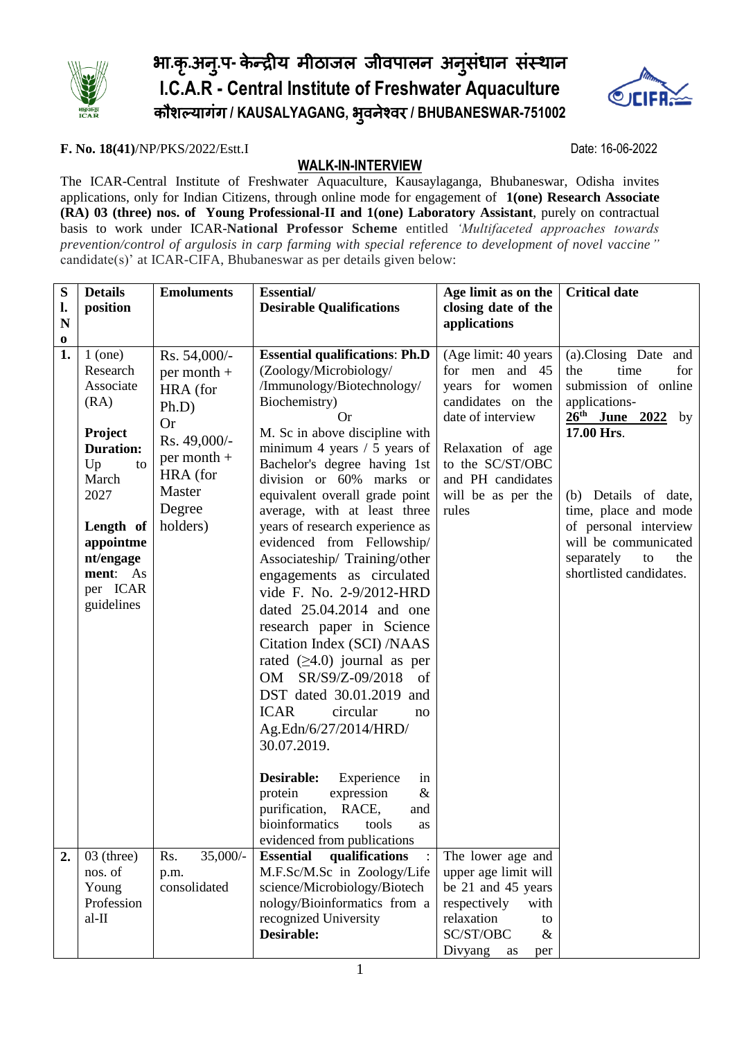# भा.कृ.अनु.प- केन्द्रीय मीठाजल जीवपालन अनुसंधान संस्थान

# I.C.A.R - Central Institute of Freshwater Aquaculture

## कौशल्यागंग / KAUSALYAGANG, भुवनेश्वर / BHUBANESWAR-751002

**F. No. 18(41)**/NP/PKS/2022/Estt.I Date: 16-06-2022

## WALK-IN-INTERVIEW

The ICAR-Central Institute of Freshwater Aquaculture, Kausaylaganga, Bhubaneswar, Odisha invites applications, only for Indian Citizens, through online mode for engagement of **1(one) Research Associate (RA) 03 (three) nos. of Young Professional-II and 1(one) Laboratory Assistant**, purely on contractual basis to work under ICAR-**National Professor Scheme** entitled *'Multifaceted approaches towards prevention/control of argulosis in carp farming with special reference to development of novel vaccine"* candidate(s)' at ICAR-CIFA, Bhubaneswar as per details given below:

| Sl. No | Details position | Emoluments | Essential/ Desirable Qualifications | Age limit as on the closing date of the applications | Critical date |
|---|---|---|---|---|---|
| **1.** | 1 (one) Research Associate (RA)<br><br>**Project Duration:** Up to March 2027<br><br>**Length of appointment/engagement:** As per ICAR guidelines | Rs. 54,000/- per month + HRA (for Ph.D)<br>Or<br>Rs. 49,000/- per month + HRA (for Master Degree holders) | **Essential qualifications**: **Ph.D** (Zoology/Microbiology/ /Immunology/Biotechnology/ Biochemistry)<br>Or<br>M. Sc in above discipline with minimum 4 years / 5 years of Bachelor's degree having 1st division or 60% marks or equivalent overall grade point average, with at least three years of research experience as evidenced from Fellowship/ Associateship/ Training/other engagements as circulated vide F. No. 2-9/2012-HRD dated 25.04.2014 and one research paper in Science Citation Index (SCI) /NAAS rated (≥4.0) journal as per OM SR/S9/Z-09/2018 of DST dated 30.01.2019 and ICAR circular no Ag.Edn/6/27/2014/HRD/ 30.07.2019.<br><br>**Desirable:** Experience in protein expression & purification, RACE, and bioinformatics tools as evidenced from publications | (Age limit: 40 years for men and 45 years for women candidates on the date of interview<br><br>Relaxation of age to the SC/ST/OBC and PH candidates will be as per the rules | (a).Closing Date and the time for submission of online applications- **26th June 2022** by **17.00 Hrs**.<br><br>(b) Details of date, time, place and mode of personal interview will be communicated separately to the shortlisted candidates. |
| **2.** | 03 (three) nos. of Young Professional-II | Rs. 35,000/- p.m. consolidated | **Essential qualifications** : M.F.Sc/M.Sc in Zoology/Life science/Microbiology/Biotechnology/Bioinformatics from a recognized University<br>**Desirable:** | The lower age and upper age limit will be 21 and 45 years respectively with relaxation to SC/ST/OBC & Divyang as per | |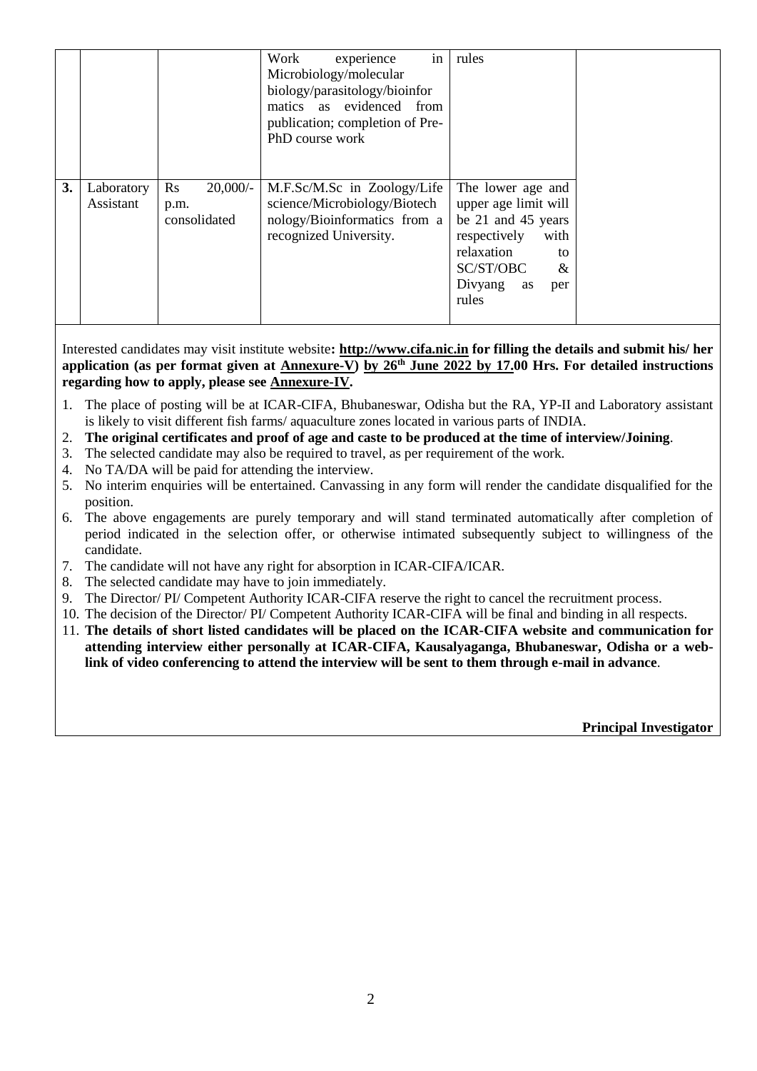|  |  |  | Work experience in Microbiology/molecular biology/parasitology/bioinformatics as evidenced from publication; completion of Pre-PhD course work | rules |  |
|---|---|---|---|---|---|
| **3.** | Laboratory Assistant | Rs 20,000/- p.m. consolidated | M.F.Sc/M.Sc in Zoology/Life science/Microbiology/Biotechnology/Bioinformatics from a recognized University. | The lower age and upper age limit will be 21 and 45 years respectively with relaxation to SC/ST/OBC & Divyang as per rules |  |

Interested candidates may visit institute website**: http://www.cifa.nic.in for filling the details and submit his/ her application (as per format given at Annexure-V) by 26th June 2022 by 17.00 Hrs. For detailed instructions regarding how to apply, please see Annexure-IV.**

1. The place of posting will be at ICAR-CIFA, Bhubaneswar, Odisha but the RA, YP-II and Laboratory assistant is likely to visit different fish farms/ aquaculture zones located in various parts of INDIA.
2. **The original certificates and proof of age and caste to be produced at the time of interview/Joining**.
3. The selected candidate may also be required to travel, as per requirement of the work.
4. No TA/DA will be paid for attending the interview.
5. No interim enquiries will be entertained. Canvassing in any form will render the candidate disqualified for the position.
6. The above engagements are purely temporary and will stand terminated automatically after completion of period indicated in the selection offer, or otherwise intimated subsequently subject to willingness of the candidate.
7. The candidate will not have any right for absorption in ICAR-CIFA/ICAR.
8. The selected candidate may have to join immediately.
9. The Director/ PI/ Competent Authority ICAR-CIFA reserve the right to cancel the recruitment process.
10. The decision of the Director/ PI/ Competent Authority ICAR-CIFA will be final and binding in all respects.
11. **The details of short listed candidates will be placed on the ICAR-CIFA website and communication for attending interview either personally at ICAR-CIFA, Kausalyaganga, Bhubaneswar, Odisha or a web-link of video conferencing to attend the interview will be sent to them through e-mail in advance**.

**Principal Investigator**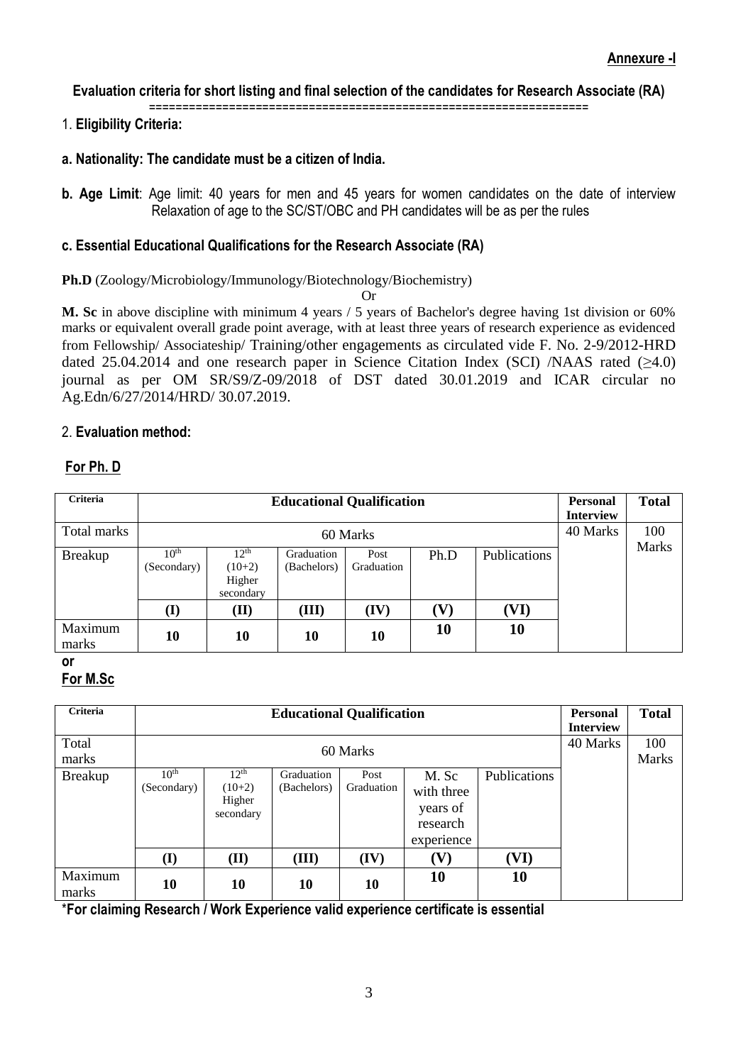**Annexure -I**

### Evaluation criteria for short listing and final selection of the candidates for Research Associate (RA)

1. **Eligibility Criteria:**

**a. Nationality: The candidate must be a citizen of India.**

**b. Age Limit**: Age limit: 40 years for men and 45 years for women candidates on the date of interview Relaxation of age to the SC/ST/OBC and PH candidates will be as per the rules

**c. Essential Educational Qualifications for the Research Associate (RA)**

**Ph.D** (Zoology/Microbiology/Immunology/Biotechnology/Biochemistry)

Or

**M. Sc** in above discipline with minimum 4 years / 5 years of Bachelor's degree having 1st division or 60% marks or equivalent overall grade point average, with at least three years of research experience as evidenced from Fellowship/ Associateship/ Training/other engagements as circulated vide F. No. 2-9/2012-HRD dated 25.04.2014 and one research paper in Science Citation Index (SCI) /NAAS rated ($\geq$4.0) journal as per OM SR/S9/Z-09/2018 of DST dated 30.01.2019 and ICAR circular no Ag.Edn/6/27/2014/HRD/ 30.07.2019.

2. **Evaluation method:**

**For Ph. D**

| Criteria | Educational Qualification | | | | | | Personal Interview | Total |
|---|---|---|---|---|---|---|---|---|
| Total marks | 60 Marks | | | | | | 40 Marks | 100 Marks |
| Breakup | 10th (Secondary) | 12th (10+2) Higher secondary | Graduation (Bachelors) | Post Graduation | Ph.D | Publications | | |
| | (I) | (II) | (III) | (IV) | (V) | (VI) | | |
| Maximum marks | 10 | 10 | 10 | 10 | 10 | 10 | | |

**or**

**For M.Sc**

| Criteria | Educational Qualification | | | | | | Personal Interview | Total |
|---|---|---|---|---|---|---|---|---|
| Total marks | 60 Marks | | | | | | 40 Marks | 100 Marks |
| Breakup | 10th (Secondary) | 12th (10+2) Higher secondary | Graduation (Bachelors) | Post Graduation | M. Sc with three years of research experience | Publications | | |
| | (I) | (II) | (III) | (IV) | (V) | (VI) | | |
| Maximum marks | 10 | 10 | 10 | 10 | 10 | 10 | | |

***For claiming Research / Work Experience valid experience certificate is essential**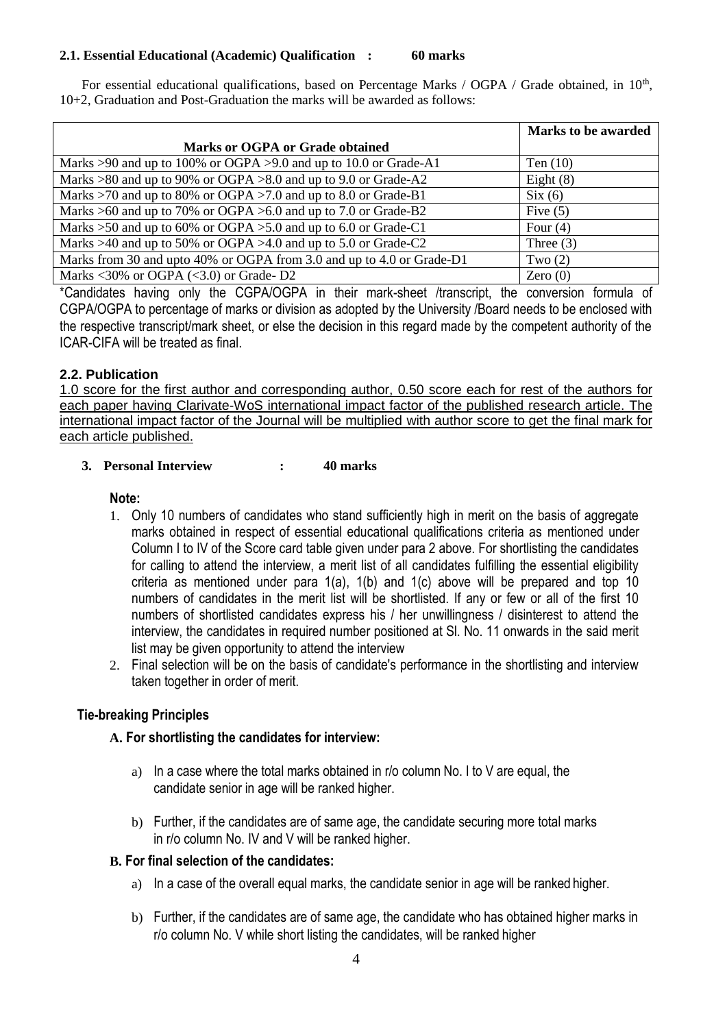**2.1. Essential Educational (Academic) Qualification : 60 marks**

For essential educational qualifications, based on Percentage Marks / OGPA / Grade obtained, in 10[th], 10+2, Graduation and Post-Graduation the marks will be awarded as follows:

| Marks or OGPA or Grade obtained | Marks to be awarded |
|---|---|
| Marks >90 and up to 100% or OGPA >9.0 and up to 10.0 or Grade-A1 | Ten (10) |
| Marks >80 and up to 90% or OGPA >8.0 and up to 9.0 or Grade-A2 | Eight (8) |
| Marks >70 and up to 80% or OGPA >7.0 and up to 8.0 or Grade-B1 | Six (6) |
| Marks >60 and up to 70% or OGPA >6.0 and up to 7.0 or Grade-B2 | Five (5) |
| Marks >50 and up to 60% or OGPA >5.0 and up to 6.0 or Grade-C1 | Four (4) |
| Marks >40 and up to 50% or OGPA >4.0 and up to 5.0 or Grade-C2 | Three (3) |
| Marks from 30 and upto 40% or OGPA from 3.0 and up to 4.0 or Grade-D1 | Two (2) |
| Marks <30% or OGPA (<3.0) or Grade- D2 | Zero (0) |

*Candidates having only the CGPA/OGPA in their mark-sheet /transcript, the conversion formula of CGPA/OGPA to percentage of marks or division as adopted by the University /Board needs to be enclosed with the respective transcript/mark sheet, or else the decision in this regard made by the competent authority of the ICAR-CIFA will be treated as final.

**2.2. Publication**

1.0 score for the first author and corresponding author, 0.50 score each for rest of the authors for each paper having Clarivate-WoS international impact factor of the published research article. The international impact factor of the Journal will be multiplied with author score to get the final mark for each article published.

**3. Personal Interview : 40 marks**

**Note:**

1. Only 10 numbers of candidates who stand sufficiently high in merit on the basis of aggregate marks obtained in respect of essential educational qualifications criteria as mentioned under Column I to IV of the Score card table given under para 2 above. For shortlisting the candidates for calling to attend the interview, a merit list of all candidates fulfilling the essential eligibility criteria as mentioned under para 1(a), 1(b) and 1(c) above will be prepared and top 10 numbers of candidates in the merit list will be shortlisted. If any or few or all of the first 10 numbers of shortlisted candidates express his / her unwillingness / disinterest to attend the interview, the candidates in required number positioned at Sl. No. 11 onwards in the said merit list may be given opportunity to attend the interview
2. Final selection will be on the basis of candidate's performance in the shortlisting and interview taken together in order of merit.

**Tie-breaking Principles**

**A. For shortlisting the candidates for interview:**

a) In a case where the total marks obtained in r/o column No. I to V are equal, the candidate senior in age will be ranked higher.

b) Further, if the candidates are of same age, the candidate securing more total marks in r/o column No. IV and V will be ranked higher.

**B. For final selection of the candidates:**

a) In a case of the overall equal marks, the candidate senior in age will be ranked higher.

b) Further, if the candidates are of same age, the candidate who has obtained higher marks in r/o column No. V while short listing the candidates, will be ranked higher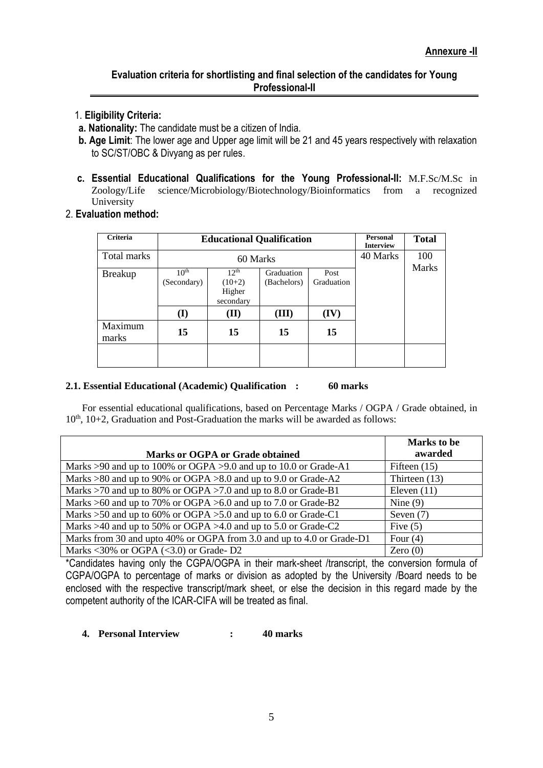**Annexure -II**

### Evaluation criteria for shortlisting and final selection of the candidates for Young Professional-II

1. **Eligibility Criteria:**

 **a. Nationality:** The candidate must be a citizen of India.

 **b. Age Limit**: The lower age and Upper age limit will be 21 and 45 years respectively with relaxation to SC/ST/OBC & Divyang as per rules.

 **c. Essential Educational Qualifications for the Young Professional-II:** M.F.Sc/M.Sc in Zoology/Life science/Microbiology/Biotechnology/Bioinformatics from a recognized University

2. **Evaluation method:**

| Criteria | Educational Qualification | | | | Personal Interview | Total |
|---|---|---|---|---|---|---|
| Total marks | 60 Marks | | | | 40 Marks | 100 Marks |
| Breakup | 10th (Secondary) | 12th (10+2) Higher secondary | Graduation (Bachelors) | Post Graduation | | |
| | (I) | (II) | (III) | (IV) | | |
| Maximum marks | 15 | 15 | 15 | 15 | | |
| | | | | | | |

**2.1. Essential Educational (Academic) Qualification : 60 marks**

For essential educational qualifications, based on Percentage Marks / OGPA / Grade obtained, in 10th, 10+2, Graduation and Post-Graduation the marks will be awarded as follows:

| Marks or OGPA or Grade obtained | Marks to be awarded |
|---|---|
| Marks >90 and up to 100% or OGPA >9.0 and up to 10.0 or Grade-A1 | Fifteen (15) |
| Marks >80 and up to 90% or OGPA >8.0 and up to 9.0 or Grade-A2 | Thirteen (13) |
| Marks >70 and up to 80% or OGPA >7.0 and up to 8.0 or Grade-B1 | Eleven (11) |
| Marks >60 and up to 70% or OGPA >6.0 and up to 7.0 or Grade-B2 | Nine (9) |
| Marks >50 and up to 60% or OGPA >5.0 and up to 6.0 or Grade-C1 | Seven (7) |
| Marks >40 and up to 50% or OGPA >4.0 and up to 5.0 or Grade-C2 | Five (5) |
| Marks from 30 and upto 40% or OGPA from 3.0 and up to 4.0 or Grade-D1 | Four (4) |
| Marks <30% or OGPA (<3.0) or Grade- D2 | Zero (0) |

*Candidates having only the CGPA/OGPA in their mark-sheet /transcript, the conversion formula of CGPA/OGPA to percentage of marks or division as adopted by the University /Board needs to be enclosed with the respective transcript/mark sheet, or else the decision in this regard made by the competent authority of the ICAR-CIFA will be treated as final.

**4. Personal Interview : 40 marks**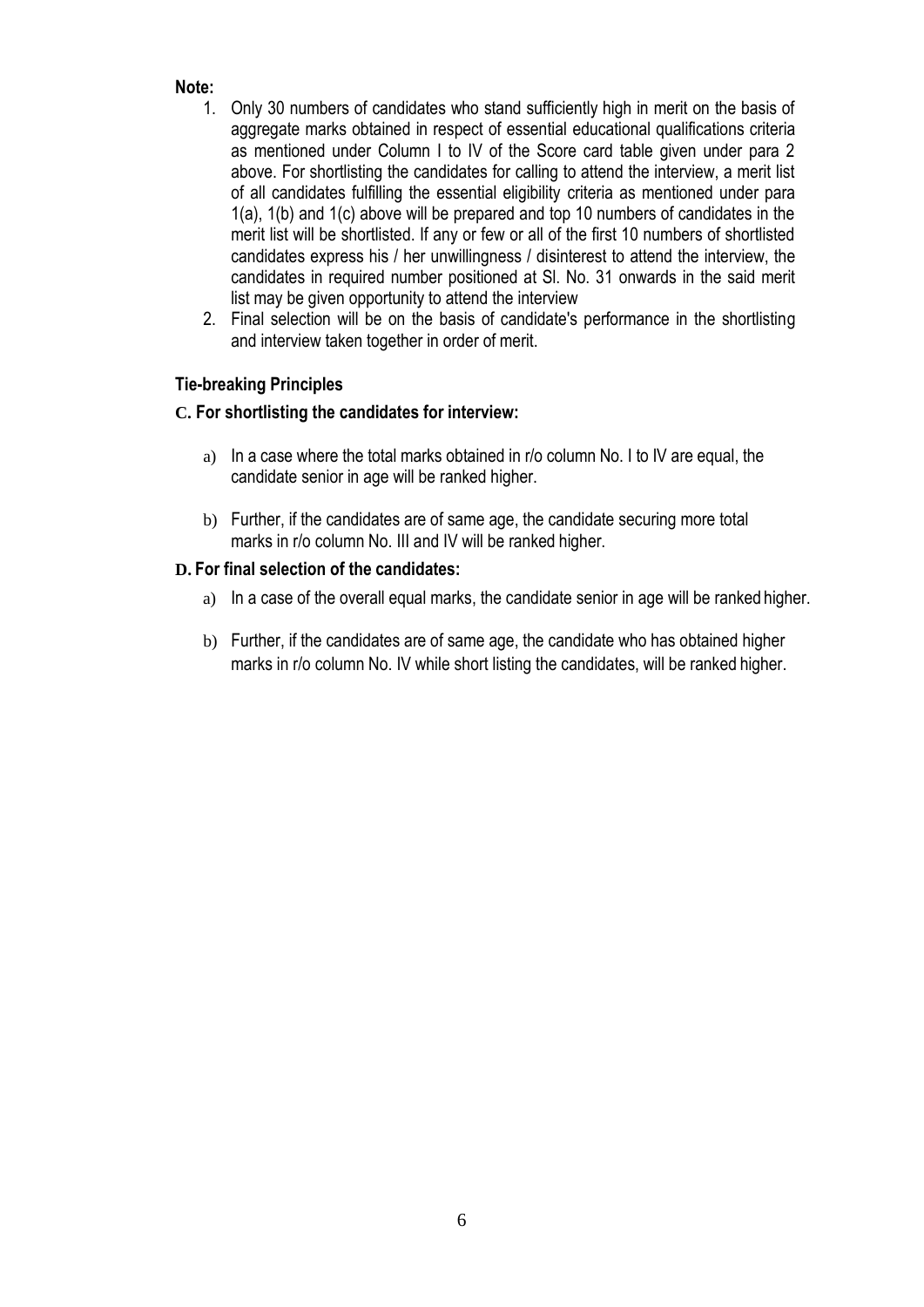**Note:**

1. Only 30 numbers of candidates who stand sufficiently high in merit on the basis of aggregate marks obtained in respect of essential educational qualifications criteria as mentioned under Column I to IV of the Score card table given under para 2 above. For shortlisting the candidates for calling to attend the interview, a merit list of all candidates fulfilling the essential eligibility criteria as mentioned under para 1(a), 1(b) and 1(c) above will be prepared and top 10 numbers of candidates in the merit list will be shortlisted. If any or few or all of the first 10 numbers of shortlisted candidates express his / her unwillingness / disinterest to attend the interview, the candidates in required number positioned at Sl. No. 31 onwards in the said merit list may be given opportunity to attend the interview
2. Final selection will be on the basis of candidate's performance in the shortlisting and interview taken together in order of merit.

**Tie-breaking Principles**

**C. For shortlisting the candidates for interview:**

a) In a case where the total marks obtained in r/o column No. I to IV are equal, the candidate senior in age will be ranked higher.

b) Further, if the candidates are of same age, the candidate securing more total marks in r/o column No. III and IV will be ranked higher.

**D. For final selection of the candidates:**

a) In a case of the overall equal marks, the candidate senior in age will be ranked higher.

b) Further, if the candidates are of same age, the candidate who has obtained higher marks in r/o column No. IV while short listing the candidates, will be ranked higher.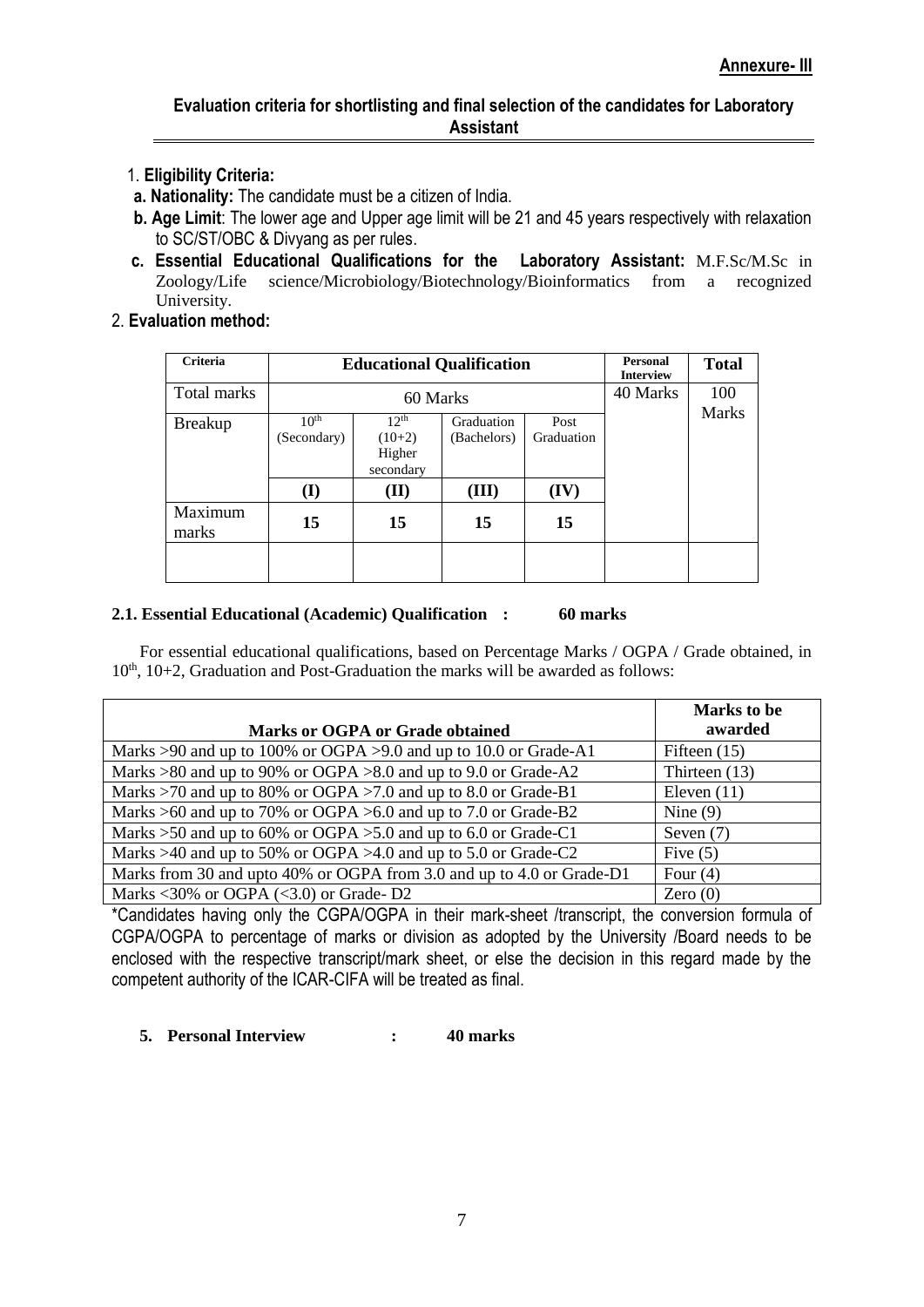**Annexure- III**

## Evaluation criteria for shortlisting and final selection of the candidates for Laboratory Assistant

1. **Eligibility Criteria:**

   **a. Nationality:** The candidate must be a citizen of India.

   **b. Age Limit**: The lower age and Upper age limit will be 21 and 45 years respectively with relaxation to SC/ST/OBC & Divyang as per rules.

   **c. Essential Educational Qualifications for the Laboratory Assistant:** M.F.Sc/M.Sc in Zoology/Life science/Microbiology/Biotechnology/Bioinformatics from a recognized University.

2. **Evaluation method:**

| Criteria | Educational Qualification | | | | Personal Interview | Total |
|---|---|---|---|---|---|---|
| Total marks | 60 Marks | | | | 40 Marks | 100 Marks |
| Breakup | 10th (Secondary) | 12th (10+2) Higher secondary | Graduation (Bachelors) | Post Graduation | | |
| | **(I)** | **(II)** | **(III)** | **(IV)** | | |
| Maximum marks | **15** | **15** | **15** | **15** | | |
| | | | | | | |

**2.1. Essential Educational (Academic) Qualification : 60 marks**

For essential educational qualifications, based on Percentage Marks / OGPA / Grade obtained, in 10th, 10+2, Graduation and Post-Graduation the marks will be awarded as follows:

| Marks or OGPA or Grade obtained | Marks to be awarded |
|---|---|
| Marks >90 and up to 100% or OGPA >9.0 and up to 10.0 or Grade-A1 | Fifteen (15) |
| Marks >80 and up to 90% or OGPA >8.0 and up to 9.0 or Grade-A2 | Thirteen (13) |
| Marks >70 and up to 80% or OGPA >7.0 and up to 8.0 or Grade-B1 | Eleven (11) |
| Marks >60 and up to 70% or OGPA >6.0 and up to 7.0 or Grade-B2 | Nine (9) |
| Marks >50 and up to 60% or OGPA >5.0 and up to 6.0 or Grade-C1 | Seven (7) |
| Marks >40 and up to 50% or OGPA >4.0 and up to 5.0 or Grade-C2 | Five (5) |
| Marks from 30 and upto 40% or OGPA from 3.0 and up to 4.0 or Grade-D1 | Four (4) |
| Marks <30% or OGPA (<3.0) or Grade- D2 | Zero (0) |

*Candidates having only the CGPA/OGPA in their mark-sheet /transcript, the conversion formula of CGPA/OGPA to percentage of marks or division as adopted by the University /Board needs to be enclosed with the respective transcript/mark sheet, or else the decision in this regard made by the competent authority of the ICAR-CIFA will be treated as final.

**5. Personal Interview : 40 marks**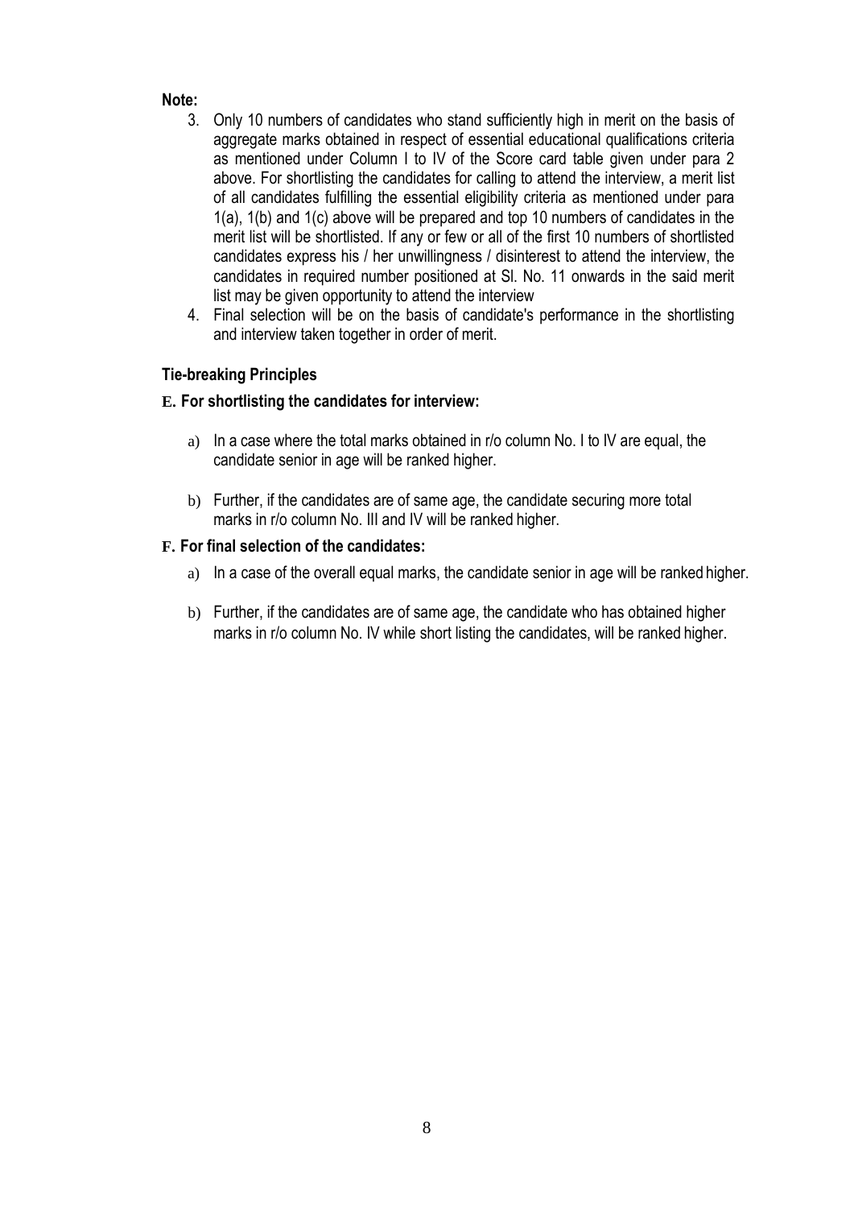**Note:**

3. Only 10 numbers of candidates who stand sufficiently high in merit on the basis of aggregate marks obtained in respect of essential educational qualifications criteria as mentioned under Column I to IV of the Score card table given under para 2 above. For shortlisting the candidates for calling to attend the interview, a merit list of all candidates fulfilling the essential eligibility criteria as mentioned under para 1(a), 1(b) and 1(c) above will be prepared and top 10 numbers of candidates in the merit list will be shortlisted. If any or few or all of the first 10 numbers of shortlisted candidates express his / her unwillingness / disinterest to attend the interview, the candidates in required number positioned at Sl. No. 11 onwards in the said merit list may be given opportunity to attend the interview
4. Final selection will be on the basis of candidate's performance in the shortlisting and interview taken together in order of merit.

**Tie-breaking Principles**

**E. For shortlisting the candidates for interview:**

a) In a case where the total marks obtained in r/o column No. I to IV are equal, the candidate senior in age will be ranked higher.

b) Further, if the candidates are of same age, the candidate securing more total marks in r/o column No. III and IV will be ranked higher.

**F. For final selection of the candidates:**

a) In a case of the overall equal marks, the candidate senior in age will be ranked higher.

b) Further, if the candidates are of same age, the candidate who has obtained higher marks in r/o column No. IV while short listing the candidates, will be ranked higher.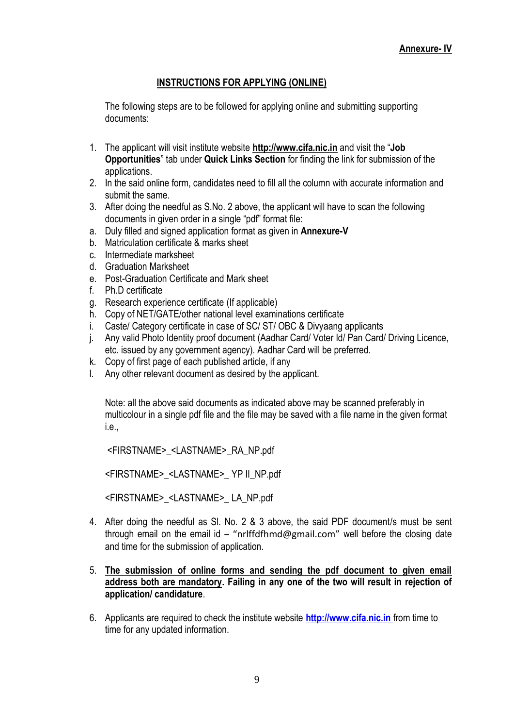**Annexure- IV**

## INSTRUCTIONS FOR APPLYING (ONLINE)

The following steps are to be followed for applying online and submitting supporting documents:

1. The applicant will visit institute website **http://www.cifa.nic.in** and visit the "**Job Opportunities**" tab under **Quick Links Section** for finding the link for submission of the applications.
2. In the said online form, candidates need to fill all the column with accurate information and submit the same.
3. After doing the needful as S.No. 2 above, the applicant will have to scan the following documents in given order in a single "pdf" format file:

a. Duly filled and signed application format as given in **Annexure-V**
b. Matriculation certificate & marks sheet
c. Intermediate marksheet
d. Graduation Marksheet
e. Post-Graduation Certificate and Mark sheet
f. Ph.D certificate
g. Research experience certificate (If applicable)
h. Copy of NET/GATE/other national level examinations certificate
i. Caste/ Category certificate in case of SC/ ST/ OBC & Divyaang applicants
j. Any valid Photo Identity proof document (Aadhar Card/ Voter Id/ Pan Card/ Driving Licence, etc. issued by any government agency). Aadhar Card will be preferred.
k. Copy of first page of each published article, if any
l. Any other relevant document as desired by the applicant.

Note: all the above said documents as indicated above may be scanned preferably in multicolour in a single pdf file and the file may be saved with a file name in the given format i.e.,

<FIRSTNAME>_<LASTNAME>_RA_NP.pdf

<FIRSTNAME>_<LASTNAME>_ YP II_NP.pdf

<FIRSTNAME>_<LASTNAME>_ LA_NP.pdf

4. After doing the needful as Sl. No. 2 & 3 above, the said PDF document/s must be sent through email on the email id – "nrlffdfhmd@gmail.com" well before the closing date and time for the submission of application.

5. **The submission of online forms and sending the pdf document to given email address both are mandatory. Failing in any one of the two will result in rejection of application/ candidature**.

6. Applicants are required to check the institute website **http://www.cifa.nic.in** from time to time for any updated information.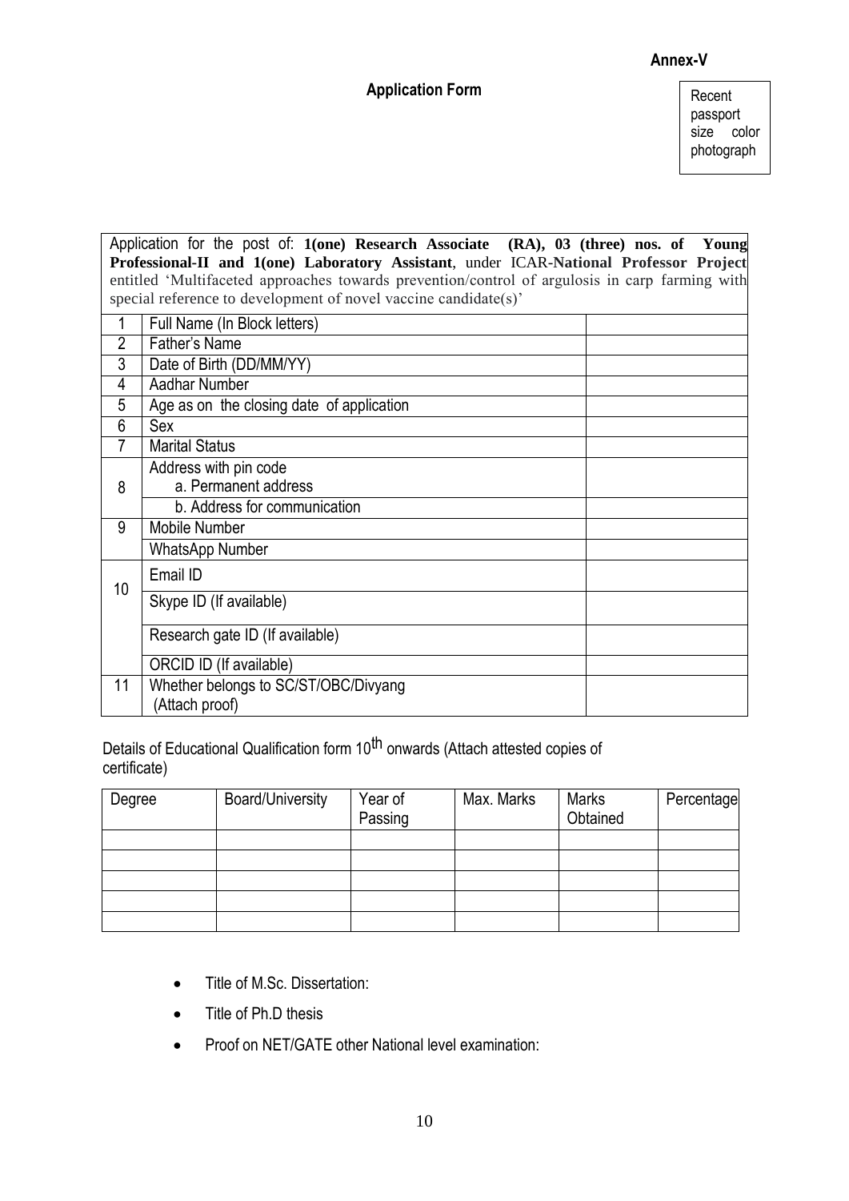**Annex-V**

## Application Form

Recent passport size color photograph

| Application for the post of: **1(one) Research Associate (RA), 03 (three) nos. of Young Professional-II and 1(one) Laboratory Assistant**, under ICAR-**National Professor Project** entitled 'Multifaceted approaches towards prevention/control of argulosis in carp farming with special reference to development of novel vaccine candidate(s)' | | |
|---|---|---|
| 1 | Full Name (In Block letters) | |
| 2 | Father's Name | |
| 3 | Date of Birth (DD/MM/YY) | |
| 4 | Aadhar Number | |
| 5 | Age as on the closing date of application | |
| 6 | Sex | |
| 7 | Marital Status | |
| 8 | Address with pin code<br>a. Permanent address | |
| | b. Address for communication | |
| 9 | Mobile Number | |
| | WhatsApp Number | |
| 10 | Email ID | |
| | Skype ID (If available) | |
| | Research gate ID (If available) | |
| | ORCID ID (If available) | |
| 11 | Whether belongs to SC/ST/OBC/Divyang<br>(Attach proof) | |

Details of Educational Qualification form 10th onwards (Attach attested copies of certificate)

| Degree | Board/University | Year of Passing | Max. Marks | Marks Obtained | Percentage |
|---|---|---|---|---|---|
| | | | | | |
| | | | | | |
| | | | | | |
| | | | | | |
| | | | | | |

- Title of M.Sc. Dissertation:
- Title of Ph.D thesis
- Proof on NET/GATE other National level examination: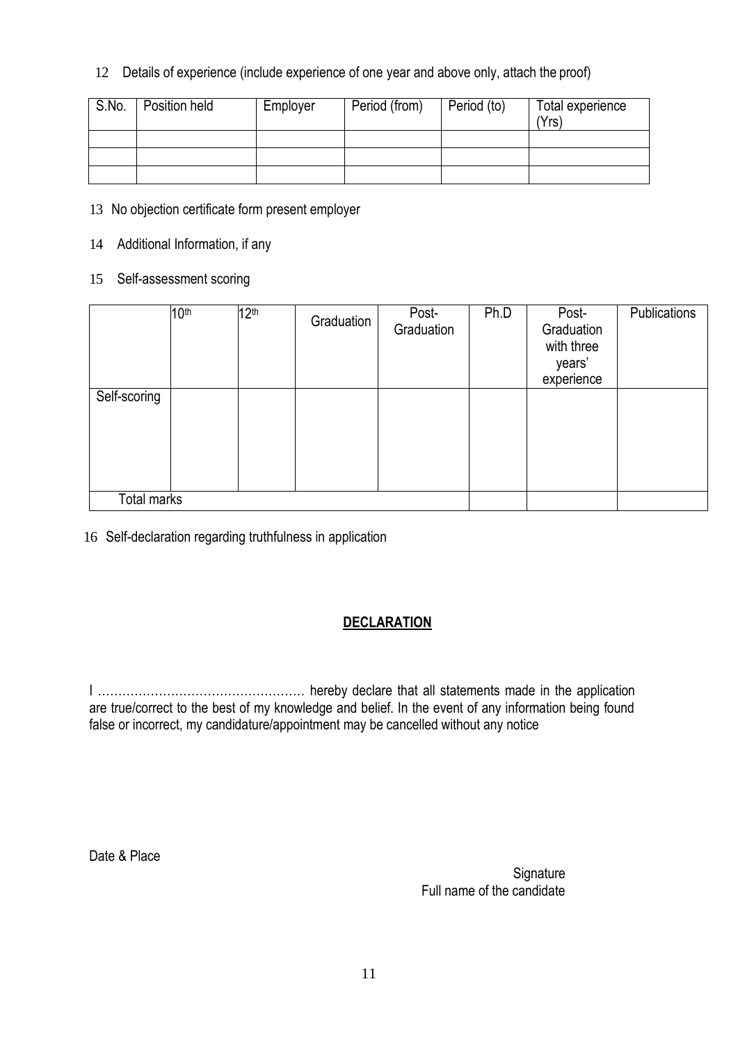12 Details of experience (include experience of one year and above only, attach the proof)

| S.No. | Position held | Employer | Period (from) | Period (to) | Total experience (Yrs) |
|---|---|---|---|---|---|
| | | | | | |
| | | | | | |
| | | | | | |

13 No objection certificate form present employer

14 Additional Information, if any

15 Self-assessment scoring

| | 10th | 12th | Graduation | Post-Graduation | Ph.D | Post-Graduation with three years' experience | Publications |
|---|---|---|---|---|---|---|---|
| Self-scoring | | | | | | | |
| Total marks | | | | | | | |

16 Self-declaration regarding truthfulness in application

## DECLARATION

I …………………………………………… hereby declare that all statements made in the application are true/correct to the best of my knowledge and belief. In the event of any information being found false or incorrect, my candidature/appointment may be cancelled without any notice

Date & Place

Signature

Full name of the candidate